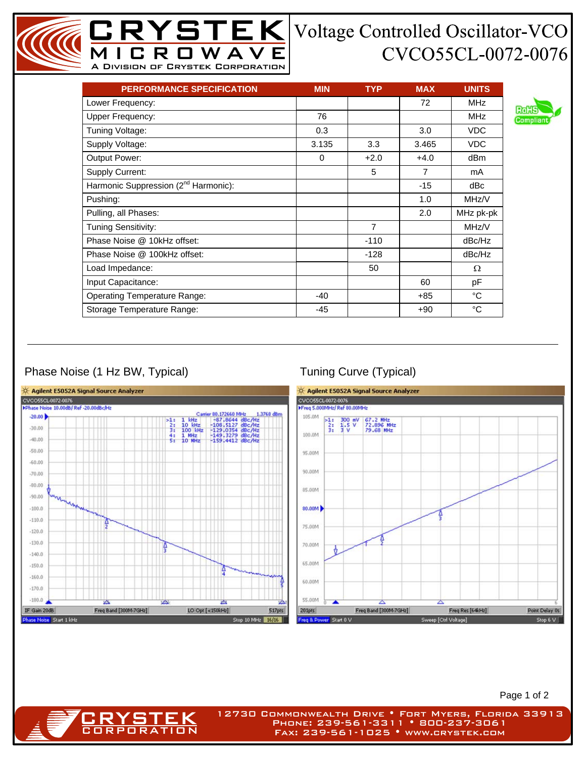# Voltage Controlled Oscillator-VCO
## CVCO55CL-0072-0076

CRYSTEK MICROWAVE
A DIVISION OF CRYSTEK CORPORATION

RoHS Compliant

| PERFORMANCE SPECIFICATION | MIN | TYP | MAX | UNITS |
|---|---|---|---|---|
| Lower Frequency: | | | 72 | MHz |
| Upper Frequency: | 76 | | | MHz |
| Tuning Voltage: | 0.3 | | 3.0 | VDC |
| Supply Voltage: | 3.135 | 3.3 | 3.465 | VDC |
| Output Power: | 0 | +2.0 | +4.0 | dBm |
| Supply Current: | | 5 | 7 | mA |
| Harmonic Suppression (2nd Harmonic): | | | -15 | dBc |
| Pushing: | | | 1.0 | MHz/V |
| Pulling, all Phases: | | | 2.0 | MHz pk-pk |
| Tuning Sensitivity: | | 7 | | MHz/V |
| Phase Noise @ 10kHz offset: | | -110 | | dBc/Hz |
| Phase Noise @ 100kHz offset: | | -128 | | dBc/Hz |
| Load Impedance: | | 50 | | Ω |
| Input Capacitance: | | | 60 | pF |
| Operating Temperature Range: | -40 | | +85 | °C |
| Storage Temperature Range: | -45 | | +90 | °C |

---

Phase Noise (1 Hz BW, Typical)

Tuning Curve (Typical)

CRYSTEK CORPORATION
12730 Commonwealth Drive • Fort Myers, Florida 33913
Phone: 239-561-3311 • 800-237-3061
Fax: 239-561-1025 • www.crystek.com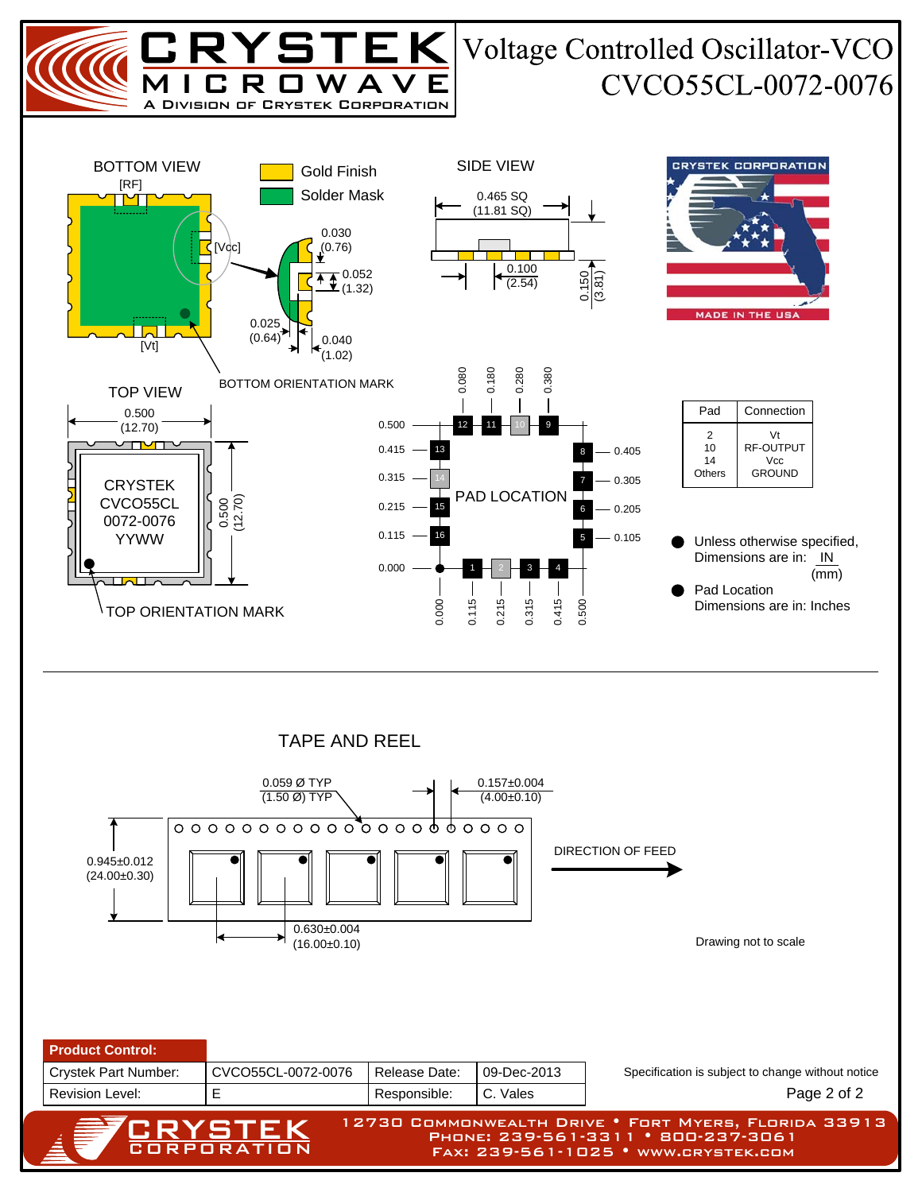# Voltage Controlled Oscillator-VCO
## CVCO55CL-0072-0076

BOTTOM VIEW

[RF]

[Vcc]

[Vt]

Gold Finish

Solder Mask

0.030 (0.76)

0.052 (1.32)

0.025 (0.64)

0.040 (1.02)

BOTTOM ORIENTATION MARK

SIDE VIEW

0.465 SQ (11.81 SQ)

0.100 (2.54)

0.150 (3.81)

TOP VIEW

0.500 (12.70)

CRYSTEK
CVCO55CL
0072-0076
YYWW

0.500 (12.70)

TOP ORIENTATION MARK

PAD LOCATION

0.080 0.180 0.280 0.380

0.500 0.415 0.315 0.215 0.115 0.000

0.405 0.305 0.205 0.105

0.000 0.115 0.215 0.315 0.415 0.500

| Pad | Connection |
|---|---|
| 2 | Vt |
| 10 | RF-OUTPUT |
| 14 | Vcc |
| Others | GROUND |

- Unless otherwise specified, Dimensions are in: IN (mm)
- Pad Location Dimensions are in: Inches

MADE IN THE USA

## TAPE AND REEL

0.059 Ø TYP (1.50 Ø) TYP

0.157±0.004 (4.00±0.10)

0.945±0.012 (24.00±0.30)

0.630±0.004 (16.00±0.10)

DIRECTION OF FEED

Drawing not to scale

| Product Control: | | | |
|---|---|---|---|
| Crystek Part Number: | CVCO55CL-0072-0076 | Release Date: | 09-Dec-2013 |
| Revision Level: | E | Responsible: | C. Vales |

Specification is subject to change without notice

12730 Commonwealth Drive • Fort Myers, Florida 33913
Phone: 239-561-3311 • 800-237-3061
Fax: 239-561-1025 • www.crystek.com